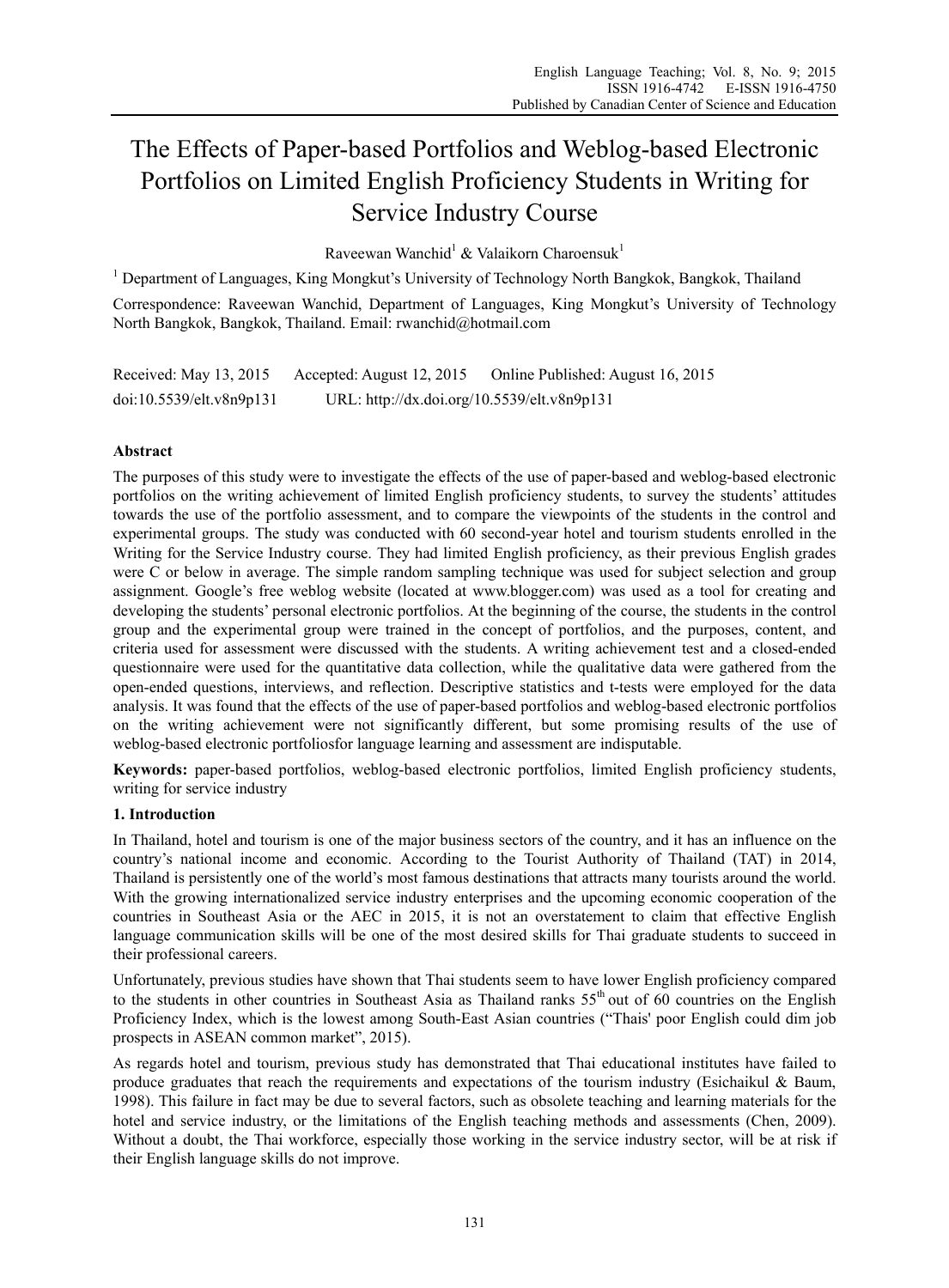# The Effects of Paper-based Portfolios and Weblog-based Electronic Portfolios on Limited English Proficiency Students in Writing for Service Industry Course

Raveewan Wanchid[1] & Valaikorn Charoensuk[1]

[1] Department of Languages, King Mongkut's University of Technology North Bangkok, Bangkok, Thailand

Correspondence: Raveewan Wanchid, Department of Languages, King Mongkut's University of Technology North Bangkok, Bangkok, Thailand. Email: rwanchid@hotmail.com

Received: May 13, 2015 Accepted: August 12, 2015 Online Published: August 16, 2015

doi:10.5539/elt.v8n9p131 URL: http://dx.doi.org/10.5539/elt.v8n9p131

## Abstract

The purposes of this study were to investigate the effects of the use of paper-based and weblog-based electronic portfolios on the writing achievement of limited English proficiency students, to survey the students' attitudes towards the use of the portfolio assessment, and to compare the viewpoints of the students in the control and experimental groups. The study was conducted with 60 second-year hotel and tourism students enrolled in the Writing for the Service Industry course. They had limited English proficiency, as their previous English grades were C or below in average. The simple random sampling technique was used for subject selection and group assignment. Google's free weblog website (located at www.blogger.com) was used as a tool for creating and developing the students' personal electronic portfolios. At the beginning of the course, the students in the control group and the experimental group were trained in the concept of portfolios, and the purposes, content, and criteria used for assessment were discussed with the students. A writing achievement test and a closed-ended questionnaire were used for the quantitative data collection, while the qualitative data were gathered from the open-ended questions, interviews, and reflection. Descriptive statistics and t-tests were employed for the data analysis. It was found that the effects of the use of paper-based portfolios and weblog-based electronic portfolios on the writing achievement were not significantly different, but some promising results of the use of weblog-based electronic portfoliosfor language learning and assessment are indisputable.

**Keywords:** paper-based portfolios, weblog-based electronic portfolios, limited English proficiency students, writing for service industry

## 1. Introduction

In Thailand, hotel and tourism is one of the major business sectors of the country, and it has an influence on the country's national income and economic. According to the Tourist Authority of Thailand (TAT) in 2014, Thailand is persistently one of the world's most famous destinations that attracts many tourists around the world. With the growing internationalized service industry enterprises and the upcoming economic cooperation of the countries in Southeast Asia or the AEC in 2015, it is not an overstatement to claim that effective English language communication skills will be one of the most desired skills for Thai graduate students to succeed in their professional careers.

Unfortunately, previous studies have shown that Thai students seem to have lower English proficiency compared to the students in other countries in Southeast Asia as Thailand ranks 55th out of 60 countries on the English Proficiency Index, which is the lowest among South-East Asian countries ("Thais' poor English could dim job prospects in ASEAN common market", 2015).

As regards hotel and tourism, previous study has demonstrated that Thai educational institutes have failed to produce graduates that reach the requirements and expectations of the tourism industry (Esichaikul & Baum, 1998). This failure in fact may be due to several factors, such as obsolete teaching and learning materials for the hotel and service industry, or the limitations of the English teaching methods and assessments (Chen, 2009). Without a doubt, the Thai workforce, especially those working in the service industry sector, will be at risk if their English language skills do not improve.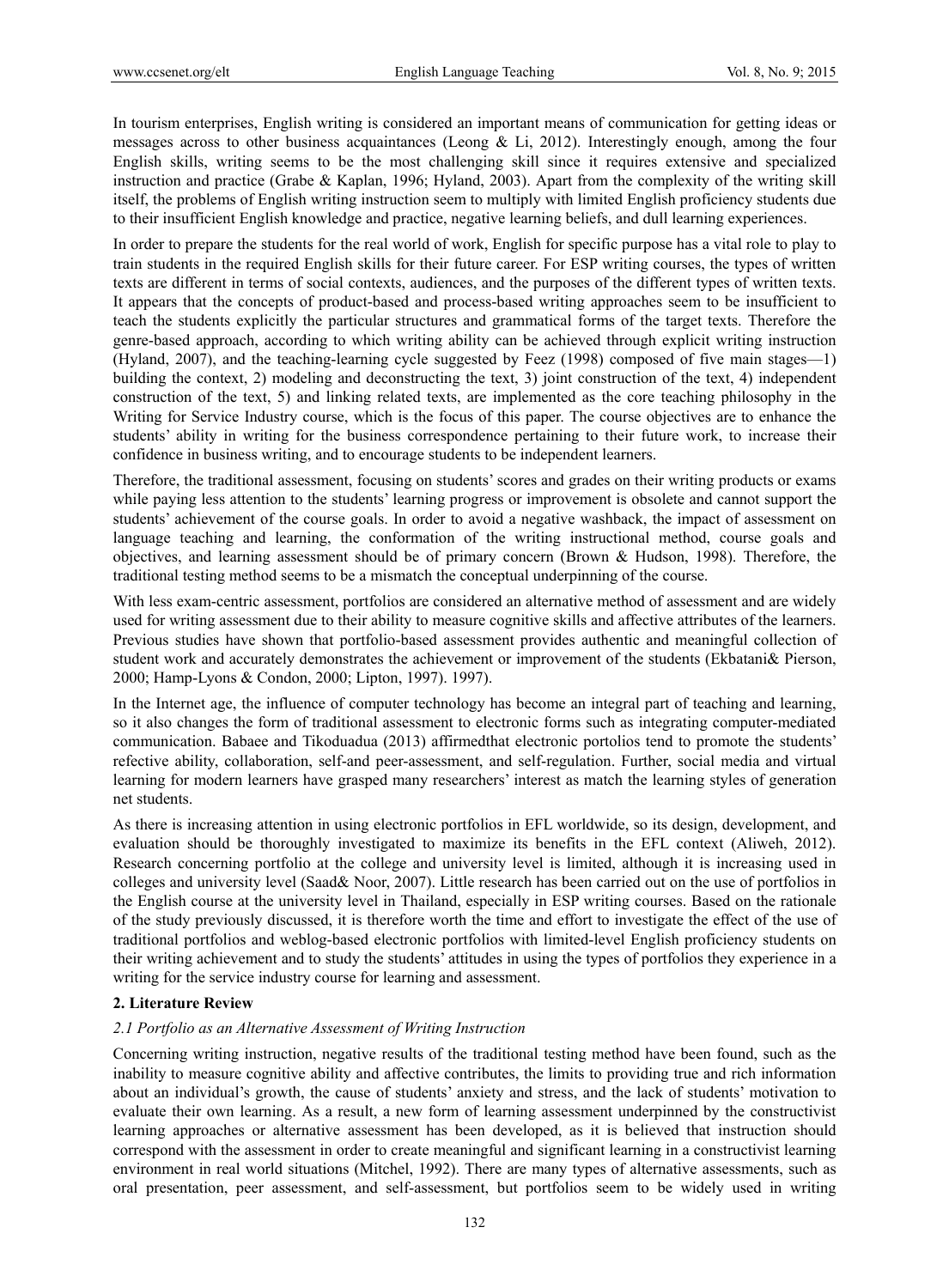In tourism enterprises, English writing is considered an important means of communication for getting ideas or messages across to other business acquaintances (Leong & Li, 2012). Interestingly enough, among the four English skills, writing seems to be the most challenging skill since it requires extensive and specialized instruction and practice (Grabe & Kaplan, 1996; Hyland, 2003). Apart from the complexity of the writing skill itself, the problems of English writing instruction seem to multiply with limited English proficiency students due to their insufficient English knowledge and practice, negative learning beliefs, and dull learning experiences.

In order to prepare the students for the real world of work, English for specific purpose has a vital role to play to train students in the required English skills for their future career. For ESP writing courses, the types of written texts are different in terms of social contexts, audiences, and the purposes of the different types of written texts. It appears that the concepts of product-based and process-based writing approaches seem to be insufficient to teach the students explicitly the particular structures and grammatical forms of the target texts. Therefore the genre-based approach, according to which writing ability can be achieved through explicit writing instruction (Hyland, 2007), and the teaching-learning cycle suggested by Feez (1998) composed of five main stages—1) building the context, 2) modeling and deconstructing the text, 3) joint construction of the text, 4) independent construction of the text, 5) and linking related texts, are implemented as the core teaching philosophy in the Writing for Service Industry course, which is the focus of this paper. The course objectives are to enhance the students' ability in writing for the business correspondence pertaining to their future work, to increase their confidence in business writing, and to encourage students to be independent learners.

Therefore, the traditional assessment, focusing on students' scores and grades on their writing products or exams while paying less attention to the students' learning progress or improvement is obsolete and cannot support the students' achievement of the course goals. In order to avoid a negative washback, the impact of assessment on language teaching and learning, the conformation of the writing instructional method, course goals and objectives, and learning assessment should be of primary concern (Brown & Hudson, 1998). Therefore, the traditional testing method seems to be a mismatch the conceptual underpinning of the course.

With less exam-centric assessment, portfolios are considered an alternative method of assessment and are widely used for writing assessment due to their ability to measure cognitive skills and affective attributes of the learners. Previous studies have shown that portfolio-based assessment provides authentic and meaningful collection of student work and accurately demonstrates the achievement or improvement of the students (Ekbatani& Pierson, 2000; Hamp-Lyons & Condon, 2000; Lipton, 1997). 1997).

In the Internet age, the influence of computer technology has become an integral part of teaching and learning, so it also changes the form of traditional assessment to electronic forms such as integrating computer-mediated communication. Babaee and Tikoduadua (2013) affirmedthat electronic portolios tend to promote the students' refective ability, collaboration, self-and peer-assessment, and self-regulation. Further, social media and virtual learning for modern learners have grasped many researchers' interest as match the learning styles of generation net students.

As there is increasing attention in using electronic portfolios in EFL worldwide, so its design, development, and evaluation should be thoroughly investigated to maximize its benefits in the EFL context (Aliweh, 2012). Research concerning portfolio at the college and university level is limited, although it is increasing used in colleges and university level (Saad& Noor, 2007). Little research has been carried out on the use of portfolios in the English course at the university level in Thailand, especially in ESP writing courses. Based on the rationale of the study previously discussed, it is therefore worth the time and effort to investigate the effect of the use of traditional portfolios and weblog-based electronic portfolios with limited-level English proficiency students on their writing achievement and to study the students' attitudes in using the types of portfolios they experience in a writing for the service industry course for learning and assessment.

## 2. Literature Review

### *2.1 Portfolio as an Alternative Assessment of Writing Instruction*

Concerning writing instruction, negative results of the traditional testing method have been found, such as the inability to measure cognitive ability and affective contributes, the limits to providing true and rich information about an individual's growth, the cause of students' anxiety and stress, and the lack of students' motivation to evaluate their own learning. As a result, a new form of learning assessment underpinned by the constructivist learning approaches or alternative assessment has been developed, as it is believed that instruction should correspond with the assessment in order to create meaningful and significant learning in a constructivist learning environment in real world situations (Mitchel, 1992). There are many types of alternative assessments, such as oral presentation, peer assessment, and self-assessment, but portfolios seem to be widely used in writing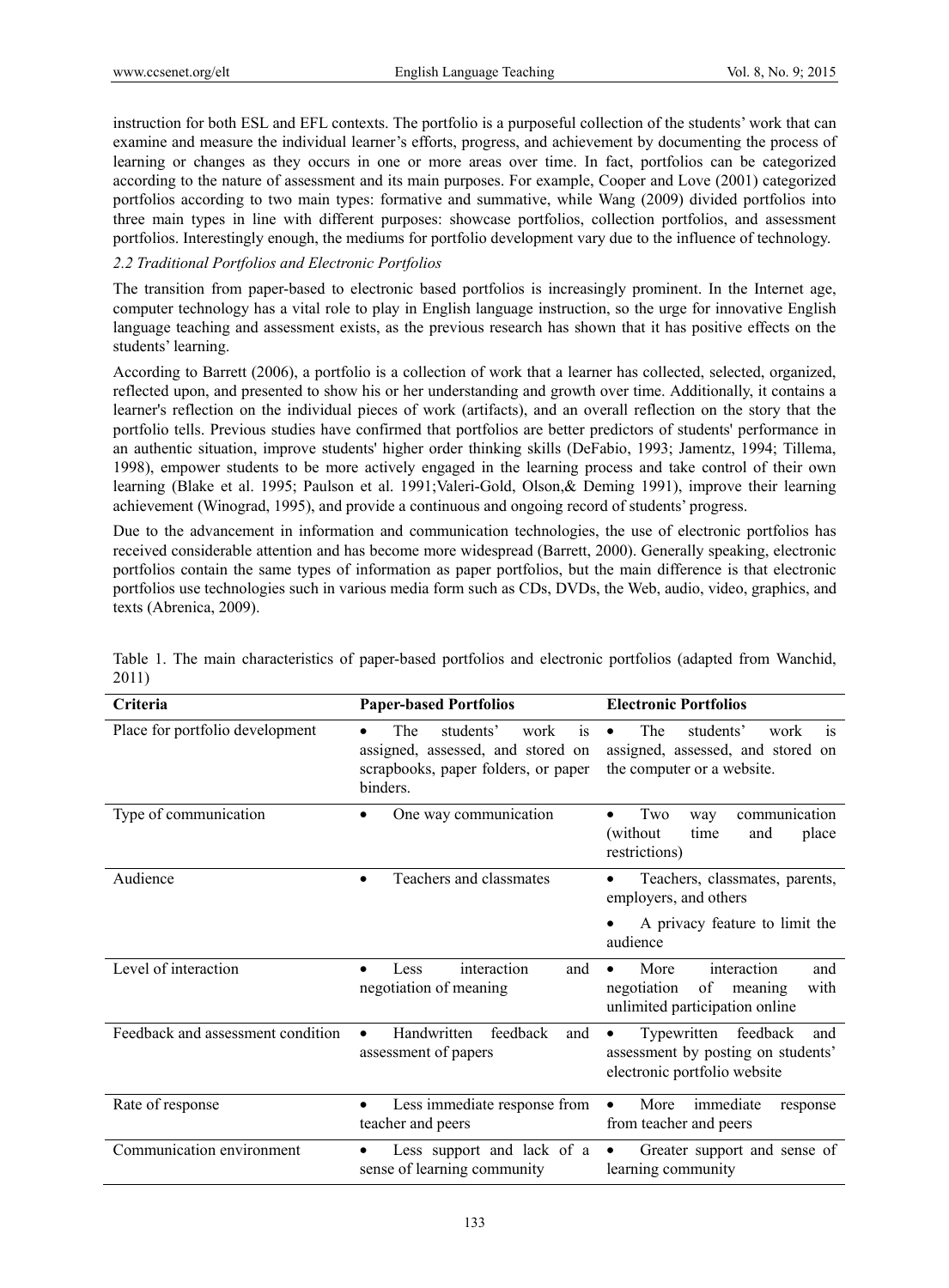instruction for both ESL and EFL contexts. The portfolio is a purposeful collection of the students' work that can examine and measure the individual learner's efforts, progress, and achievement by documenting the process of learning or changes as they occurs in one or more areas over time. In fact, portfolios can be categorized according to the nature of assessment and its main purposes. For example, Cooper and Love (2001) categorized portfolios according to two main types: formative and summative, while Wang (2009) divided portfolios into three main types in line with different purposes: showcase portfolios, collection portfolios, and assessment portfolios. Interestingly enough, the mediums for portfolio development vary due to the influence of technology.

### *2.2 Traditional Portfolios and Electronic Portfolios*

The transition from paper-based to electronic based portfolios is increasingly prominent. In the Internet age, computer technology has a vital role to play in English language instruction, so the urge for innovative English language teaching and assessment exists, as the previous research has shown that it has positive effects on the students' learning.

According to Barrett (2006), a portfolio is a collection of work that a learner has collected, selected, organized, reflected upon, and presented to show his or her understanding and growth over time. Additionally, it contains a learner's reflection on the individual pieces of work (artifacts), and an overall reflection on the story that the portfolio tells. Previous studies have confirmed that portfolios are better predictors of students' performance in an authentic situation, improve students' higher order thinking skills (DeFabio, 1993; Jamentz, 1994; Tillema, 1998), empower students to be more actively engaged in the learning process and take control of their own learning (Blake et al. 1995; Paulson et al. 1991;Valeri-Gold, Olson,& Deming 1991), improve their learning achievement (Winograd, 1995), and provide a continuous and ongoing record of students' progress.

Due to the advancement in information and communication technologies, the use of electronic portfolios has received considerable attention and has become more widespread (Barrett, 2000). Generally speaking, electronic portfolios contain the same types of information as paper portfolios, but the main difference is that electronic portfolios use technologies such in various media form such as CDs, DVDs, the Web, audio, video, graphics, and texts (Abrenica, 2009).

Table 1. The main characteristics of paper-based portfolios and electronic portfolios (adapted from Wanchid, 2011)

| Criteria | Paper-based Portfolios | Electronic Portfolios |
|---|---|---|
| Place for portfolio development | • The students' work is assigned, assessed, and stored on scrapbooks, paper folders, or paper binders. | • The students' work is assigned, assessed, and stored on the computer or a website. |
| Type of communication | • One way communication | • Two way communication (without time and place restrictions) |
| Audience | • Teachers and classmates | • Teachers, classmates, parents, employers, and others<br>• A privacy feature to limit the audience |
| Level of interaction | • Less interaction and negotiation of meaning | • More interaction and negotiation of meaning with unlimited participation online |
| Feedback and assessment condition | • Handwritten feedback and assessment of papers | • Typewritten feedback and assessment by posting on students' electronic portfolio website |
| Rate of response | • Less immediate response from teacher and peers | • More immediate response from teacher and peers |
| Communication environment | • Less support and lack of a sense of learning community | • Greater support and sense of learning community |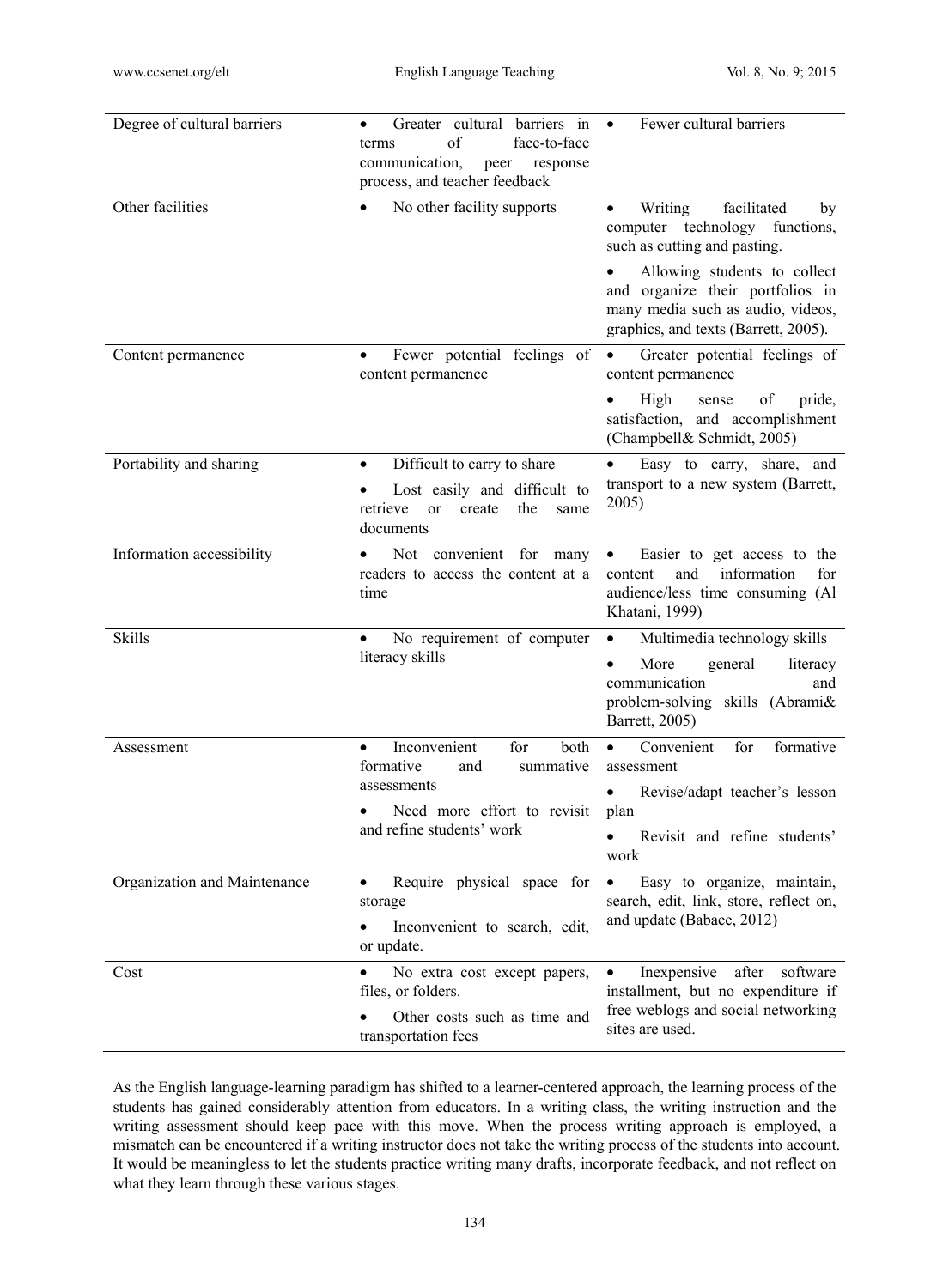| | | |
|---|---|---|
| Degree of cultural barriers | • Greater cultural barriers in terms of face-to-face communication, peer response process, and teacher feedback | • Fewer cultural barriers |
| Other facilities | • No other facility supports | • Writing facilitated by computer technology functions, such as cutting and pasting. <br> • Allowing students to collect and organize their portfolios in many media such as audio, videos, graphics, and texts (Barrett, 2005). |
| Content permanence | • Fewer potential feelings of content permanence | • Greater potential feelings of content permanence <br> • High sense of pride, satisfaction, and accomplishment (Champbell& Schmidt, 2005) |
| Portability and sharing | • Difficult to carry to share <br> • Lost easily and difficult to retrieve or create the same documents | • Easy to carry, share, and transport to a new system (Barrett, 2005) |
| Information accessibility | • Not convenient for many readers to access the content at a time | • Easier to get access to the content and information for audience/less time consuming (Al Khatani, 1999) |
| Skills | • No requirement of computer literacy skills | • Multimedia technology skills <br> • More general literacy communication and problem-solving skills (Abrami& Barrett, 2005) |
| Assessment | • Inconvenient for both formative and summative assessments <br> • Need more effort to revisit and refine students' work | • Convenient for formative assessment <br> • Revise/adapt teacher's lesson plan <br> • Revisit and refine students' work |
| Organization and Maintenance | • Require physical space for storage <br> • Inconvenient to search, edit, or update. | • Easy to organize, maintain, search, edit, link, store, reflect on, and update (Babaee, 2012) |
| Cost | • No extra cost except papers, files, or folders. <br> • Other costs such as time and transportation fees | • Inexpensive after software installment, but no expenditure if free weblogs and social networking sites are used. |

As the English language-learning paradigm has shifted to a learner-centered approach, the learning process of the students has gained considerably attention from educators. In a writing class, the writing instruction and the writing assessment should keep pace with this move. When the process writing approach is employed, a mismatch can be encountered if a writing instructor does not take the writing process of the students into account. It would be meaningless to let the students practice writing many drafts, incorporate feedback, and not reflect on what they learn through these various stages.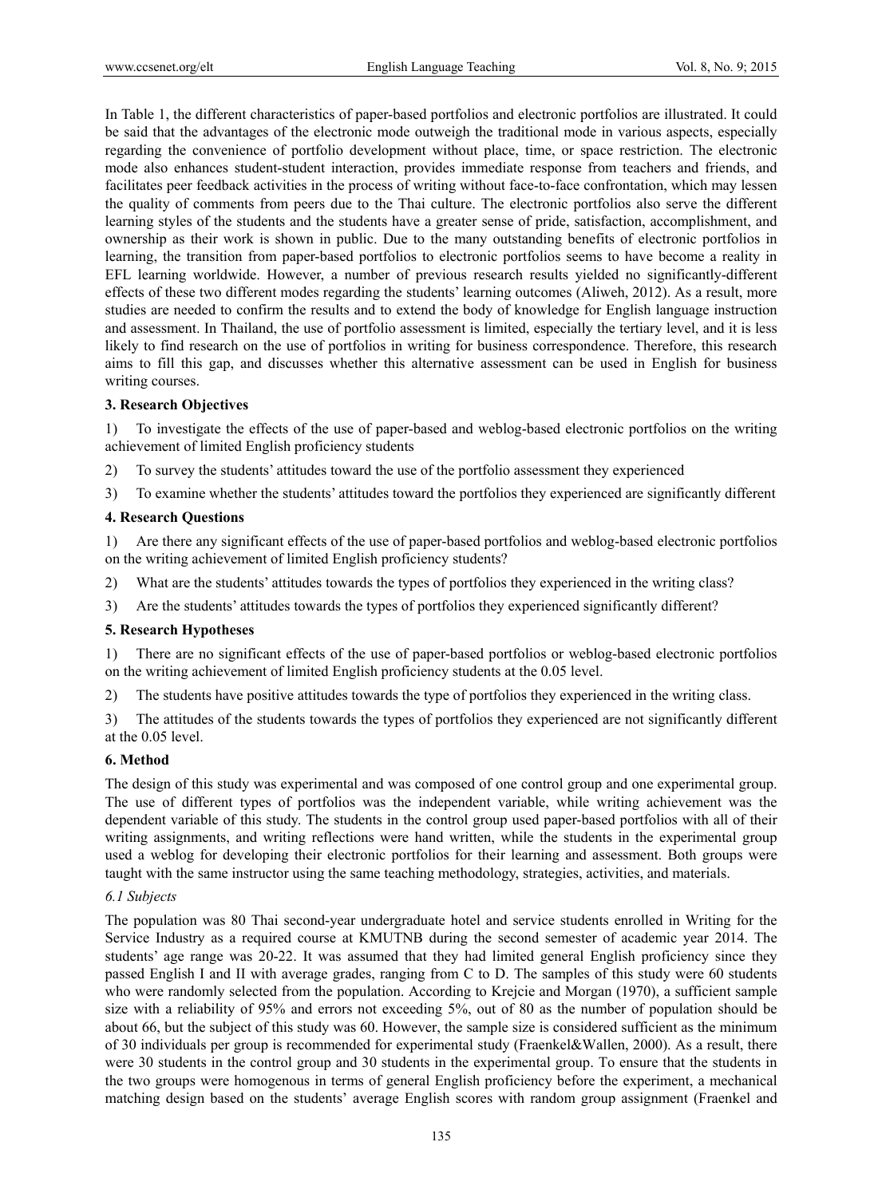In Table 1, the different characteristics of paper-based portfolios and electronic portfolios are illustrated. It could be said that the advantages of the electronic mode outweigh the traditional mode in various aspects, especially regarding the convenience of portfolio development without place, time, or space restriction. The electronic mode also enhances student-student interaction, provides immediate response from teachers and friends, and facilitates peer feedback activities in the process of writing without face-to-face confrontation, which may lessen the quality of comments from peers due to the Thai culture. The electronic portfolios also serve the different learning styles of the students and the students have a greater sense of pride, satisfaction, accomplishment, and ownership as their work is shown in public. Due to the many outstanding benefits of electronic portfolios in learning, the transition from paper-based portfolios to electronic portfolios seems to have become a reality in EFL learning worldwide. However, a number of previous research results yielded no significantly-different effects of these two different modes regarding the students' learning outcomes (Aliweh, 2012). As a result, more studies are needed to confirm the results and to extend the body of knowledge for English language instruction and assessment. In Thailand, the use of portfolio assessment is limited, especially the tertiary level, and it is less likely to find research on the use of portfolios in writing for business correspondence. Therefore, this research aims to fill this gap, and discusses whether this alternative assessment can be used in English for business writing courses.

## 3. Research Objectives

1) To investigate the effects of the use of paper-based and weblog-based electronic portfolios on the writing achievement of limited English proficiency students

2) To survey the students' attitudes toward the use of the portfolio assessment they experienced

3) To examine whether the students' attitudes toward the portfolios they experienced are significantly different

## 4. Research Questions

1) Are there any significant effects of the use of paper-based portfolios and weblog-based electronic portfolios on the writing achievement of limited English proficiency students?

2) What are the students' attitudes towards the types of portfolios they experienced in the writing class?

3) Are the students' attitudes towards the types of portfolios they experienced significantly different?

## 5. Research Hypotheses

1) There are no significant effects of the use of paper-based portfolios or weblog-based electronic portfolios on the writing achievement of limited English proficiency students at the 0.05 level.

2) The students have positive attitudes towards the type of portfolios they experienced in the writing class.

3) The attitudes of the students towards the types of portfolios they experienced are not significantly different at the 0.05 level.

## 6. Method

The design of this study was experimental and was composed of one control group and one experimental group. The use of different types of portfolios was the independent variable, while writing achievement was the dependent variable of this study. The students in the control group used paper-based portfolios with all of their writing assignments, and writing reflections were hand written, while the students in the experimental group used a weblog for developing their electronic portfolios for their learning and assessment. Both groups were taught with the same instructor using the same teaching methodology, strategies, activities, and materials.

### *6.1 Subjects*

The population was 80 Thai second-year undergraduate hotel and service students enrolled in Writing for the Service Industry as a required course at KMUTNB during the second semester of academic year 2014. The students' age range was 20-22. It was assumed that they had limited general English proficiency since they passed English I and II with average grades, ranging from C to D. The samples of this study were 60 students who were randomly selected from the population. According to Krejcie and Morgan (1970), a sufficient sample size with a reliability of 95% and errors not exceeding 5%, out of 80 as the number of population should be about 66, but the subject of this study was 60. However, the sample size is considered sufficient as the minimum of 30 individuals per group is recommended for experimental study (Fraenkel&Wallen, 2000). As a result, there were 30 students in the control group and 30 students in the experimental group. To ensure that the students in the two groups were homogenous in terms of general English proficiency before the experiment, a mechanical matching design based on the students' average English scores with random group assignment (Fraenkel and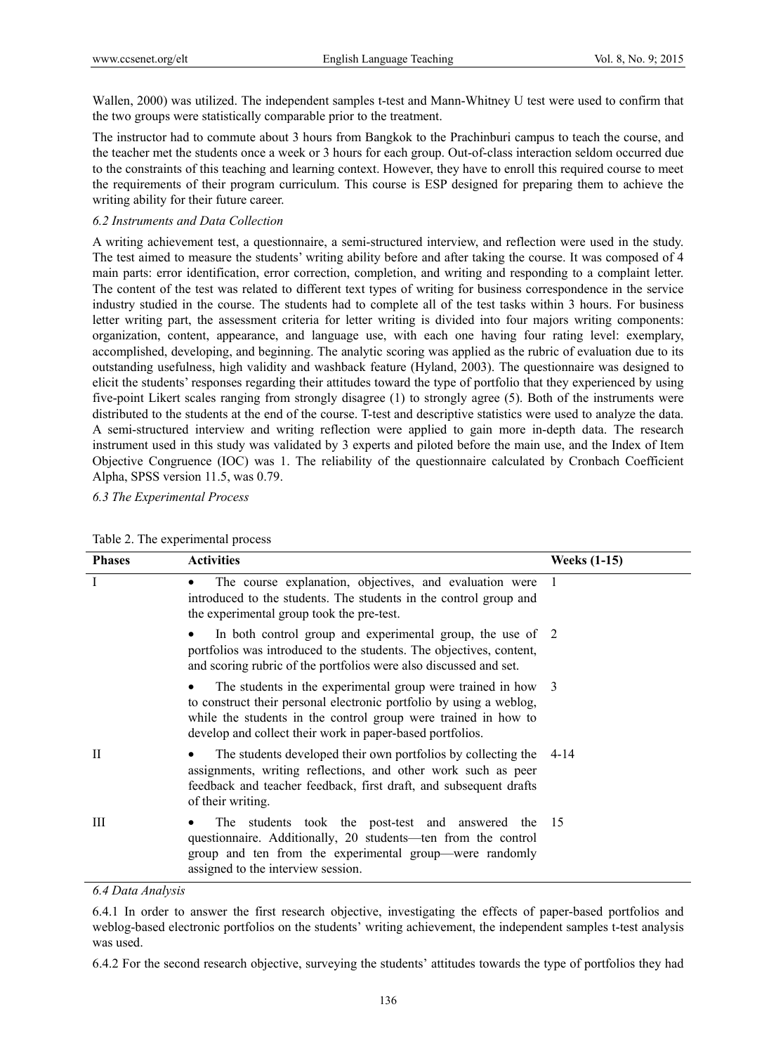Wallen, 2000) was utilized. The independent samples t-test and Mann-Whitney U test were used to confirm that the two groups were statistically comparable prior to the treatment.

The instructor had to commute about 3 hours from Bangkok to the Prachinburi campus to teach the course, and the teacher met the students once a week or 3 hours for each group. Out-of-class interaction seldom occurred due to the constraints of this teaching and learning context. However, they have to enroll this required course to meet the requirements of their program curriculum. This course is ESP designed for preparing them to achieve the writing ability for their future career.

### *6.2 Instruments and Data Collection*

A writing achievement test, a questionnaire, a semi-structured interview, and reflection were used in the study. The test aimed to measure the students' writing ability before and after taking the course. It was composed of 4 main parts: error identification, error correction, completion, and writing and responding to a complaint letter. The content of the test was related to different text types of writing for business correspondence in the service industry studied in the course. The students had to complete all of the test tasks within 3 hours. For business letter writing part, the assessment criteria for letter writing is divided into four majors writing components: organization, content, appearance, and language use, with each one having four rating level: exemplary, accomplished, developing, and beginning. The analytic scoring was applied as the rubric of evaluation due to its outstanding usefulness, high validity and washback feature (Hyland, 2003). The questionnaire was designed to elicit the students' responses regarding their attitudes toward the type of portfolio that they experienced by using five-point Likert scales ranging from strongly disagree (1) to strongly agree (5). Both of the instruments were distributed to the students at the end of the course. T-test and descriptive statistics were used to analyze the data. A semi-structured interview and writing reflection were applied to gain more in-depth data. The research instrument used in this study was validated by 3 experts and piloted before the main use, and the Index of Item Objective Congruence (IOC) was 1. The reliability of the questionnaire calculated by Cronbach Coefficient Alpha, SPSS version 11.5, was 0.79.

### *6.3 The Experimental Process*

Table 2. The experimental process

| Phases | Activities | Weeks (1-15) |
|---|---|---|
| I | • The course explanation, objectives, and evaluation were introduced to the students. The students in the control group and the experimental group took the pre-test. | 1 |
| | • In both control group and experimental group, the use of portfolios was introduced to the students. The objectives, content, and scoring rubric of the portfolios were also discussed and set. | 2 |
| | • The students in the experimental group were trained in how to construct their personal electronic portfolio by using a weblog, while the students in the control group were trained in how to develop and collect their work in paper-based portfolios. | 3 |
| II | • The students developed their own portfolios by collecting the assignments, writing reflections, and other work such as peer feedback and teacher feedback, first draft, and subsequent drafts of their writing. | 4-14 |
| III | • The students took the post-test and answered the questionnaire. Additionally, 20 students—ten from the control group and ten from the experimental group—were randomly assigned to the interview session. | 15 |

### *6.4 Data Analysis*

6.4.1 In order to answer the first research objective, investigating the effects of paper-based portfolios and weblog-based electronic portfolios on the students' writing achievement, the independent samples t-test analysis was used.

6.4.2 For the second research objective, surveying the students' attitudes towards the type of portfolios they had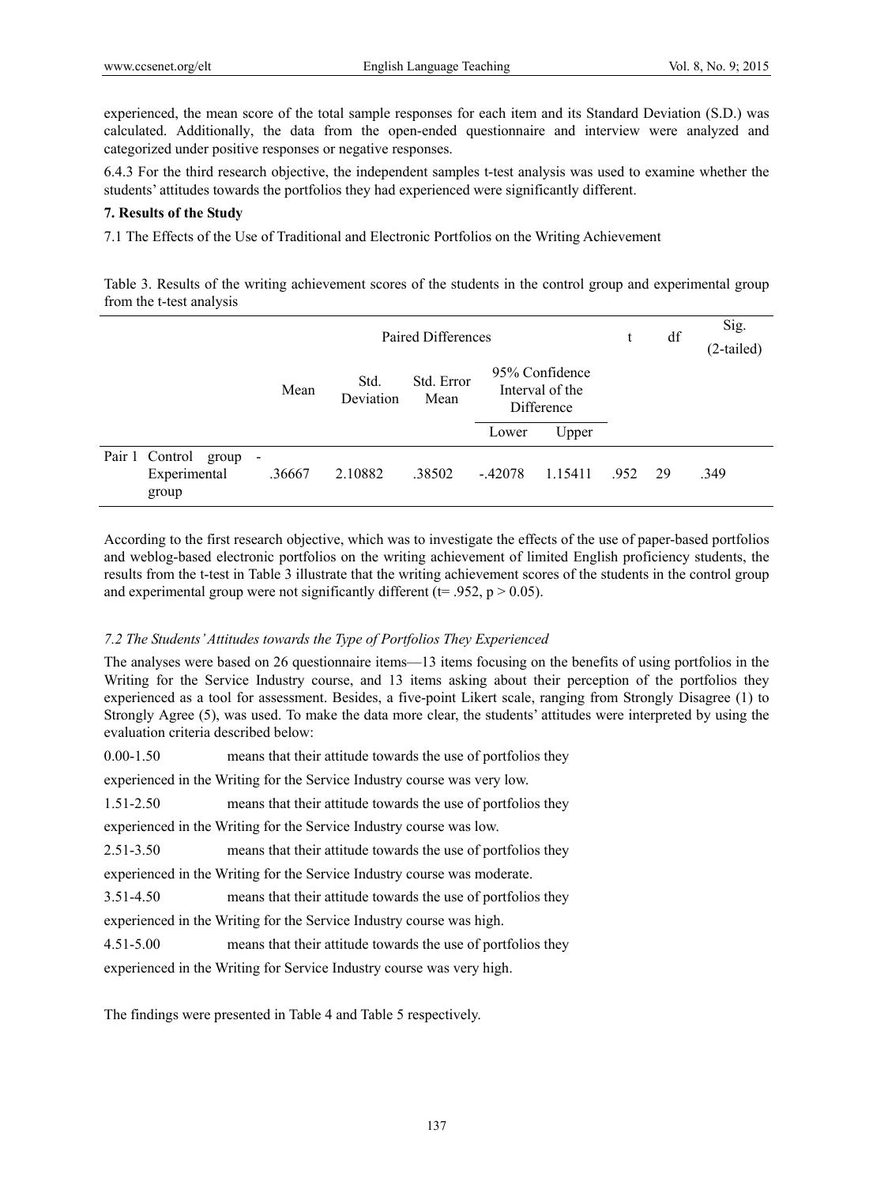experienced, the mean score of the total sample responses for each item and its Standard Deviation (S.D.) was calculated. Additionally, the data from the open-ended questionnaire and interview were analyzed and categorized under positive responses or negative responses.

6.4.3 For the third research objective, the independent samples t-test analysis was used to examine whether the students' attitudes towards the portfolios they had experienced were significantly different.

**7. Results of the Study**

7.1 The Effects of the Use of Traditional and Electronic Portfolios on the Writing Achievement

Table 3. Results of the writing achievement scores of the students in the control group and experimental group from the t-test analysis

| | Paired Differences | | | | | t | df | Sig. (2-tailed) |
|---|---|---|---|---|---|---|---|---|
| | Mean | Std. Deviation | Std. Error Mean | 95% Confidence Interval of the Difference | | | | |
| | | | | Lower | Upper | | | |
| Pair 1 Control group - Experimental group | .36667 | 2.10882 | .38502 | -.42078 | 1.15411 | .952 | 29 | .349 |

According to the first research objective, which was to investigate the effects of the use of paper-based portfolios and weblog-based electronic portfolios on the writing achievement of limited English proficiency students, the results from the t-test in Table 3 illustrate that the writing achievement scores of the students in the control group and experimental group were not significantly different ($t = .952$, $p > 0.05$).

*7.2 The Students' Attitudes towards the Type of Portfolios They Experienced*

The analyses were based on 26 questionnaire items—13 items focusing on the benefits of using portfolios in the Writing for the Service Industry course, and 13 items asking about their perception of the portfolios they experienced as a tool for assessment. Besides, a five-point Likert scale, ranging from Strongly Disagree (1) to Strongly Agree (5), was used. To make the data more clear, the students' attitudes were interpreted by using the evaluation criteria described below:

0.00-1.50 means that their attitude towards the use of portfolios they experienced in the Writing for the Service Industry course was very low.

1.51-2.50 means that their attitude towards the use of portfolios they experienced in the Writing for the Service Industry course was low.

2.51-3.50 means that their attitude towards the use of portfolios they experienced in the Writing for the Service Industry course was moderate.

3.51-4.50 means that their attitude towards the use of portfolios they experienced in the Writing for the Service Industry course was high.

4.51-5.00 means that their attitude towards the use of portfolios they experienced in the Writing for Service Industry course was very high.

The findings were presented in Table 4 and Table 5 respectively.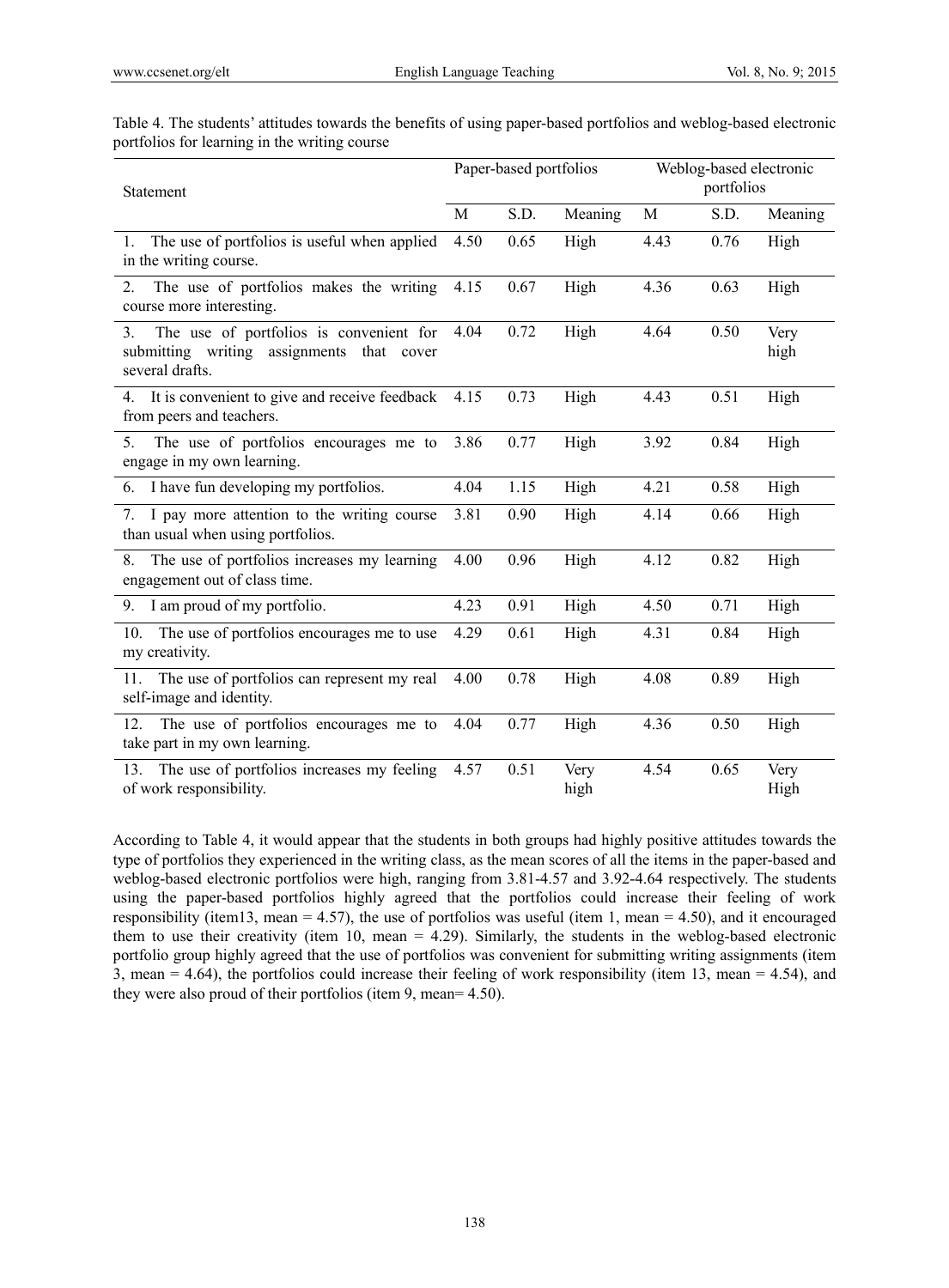Table 4. The students' attitudes towards the benefits of using paper-based portfolios and weblog-based electronic portfolios for learning in the writing course

| Statement | Paper-based portfolios | | | Weblog-based electronic portfolios | | |
|---|---|---|---|---|---|---|
| | M | S.D. | Meaning | M | S.D. | Meaning |
| 1. The use of portfolios is useful when applied in the writing course. | 4.50 | 0.65 | High | 4.43 | 0.76 | High |
| 2. The use of portfolios makes the writing course more interesting. | 4.15 | 0.67 | High | 4.36 | 0.63 | High |
| 3. The use of portfolios is convenient for submitting writing assignments that cover several drafts. | 4.04 | 0.72 | High | 4.64 | 0.50 | Very high |
| 4. It is convenient to give and receive feedback from peers and teachers. | 4.15 | 0.73 | High | 4.43 | 0.51 | High |
| 5. The use of portfolios encourages me to engage in my own learning. | 3.86 | 0.77 | High | 3.92 | 0.84 | High |
| 6. I have fun developing my portfolios. | 4.04 | 1.15 | High | 4.21 | 0.58 | High |
| 7. I pay more attention to the writing course than usual when using portfolios. | 3.81 | 0.90 | High | 4.14 | 0.66 | High |
| 8. The use of portfolios increases my learning engagement out of class time. | 4.00 | 0.96 | High | 4.12 | 0.82 | High |
| 9. I am proud of my portfolio. | 4.23 | 0.91 | High | 4.50 | 0.71 | High |
| 10. The use of portfolios encourages me to use my creativity. | 4.29 | 0.61 | High | 4.31 | 0.84 | High |
| 11. The use of portfolios can represent my real self-image and identity. | 4.00 | 0.78 | High | 4.08 | 0.89 | High |
| 12. The use of portfolios encourages me to take part in my own learning. | 4.04 | 0.77 | High | 4.36 | 0.50 | High |
| 13. The use of portfolios increases my feeling of work responsibility. | 4.57 | 0.51 | Very high | 4.54 | 0.65 | Very High |

According to Table 4, it would appear that the students in both groups had highly positive attitudes towards the type of portfolios they experienced in the writing class, as the mean scores of all the items in the paper-based and weblog-based electronic portfolios were high, ranging from 3.81-4.57 and 3.92-4.64 respectively. The students using the paper-based portfolios highly agreed that the portfolios could increase their feeling of work responsibility (item13, mean = 4.57), the use of portfolios was useful (item 1, mean = 4.50), and it encouraged them to use their creativity (item 10, mean = 4.29). Similarly, the students in the weblog-based electronic portfolio group highly agreed that the use of portfolios was convenient for submitting writing assignments (item 3, mean = 4.64), the portfolios could increase their feeling of work responsibility (item 13, mean = 4.54), and they were also proud of their portfolios (item 9, mean= 4.50).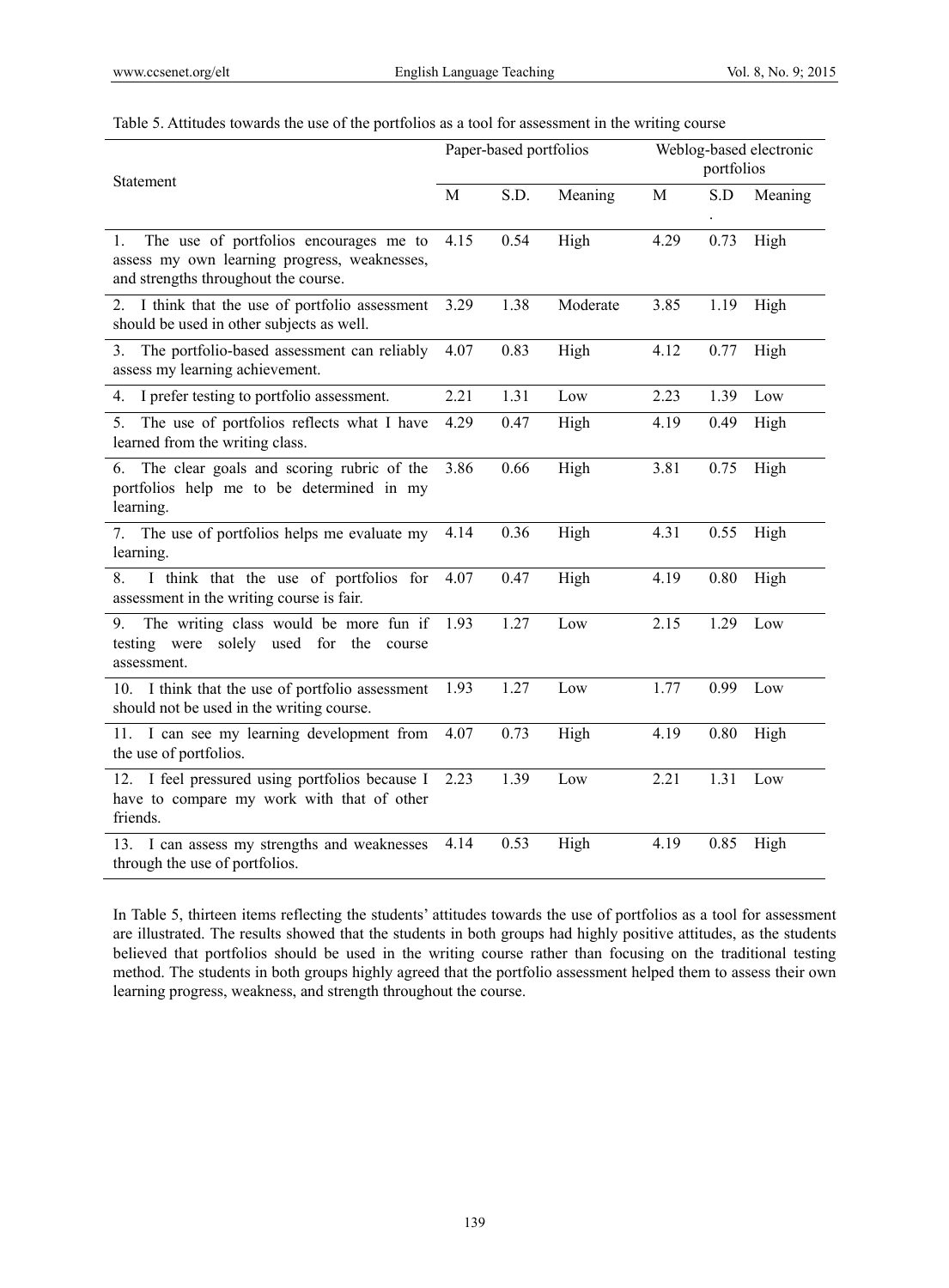Table 5. Attitudes towards the use of the portfolios as a tool for assessment in the writing course

| Statement | Paper-based portfolios | | | Weblog-based electronic portfolios | | |
|---|---|---|---|---|---|---|
| | M | S.D. | Meaning | M | S.D. | Meaning |
| 1. The use of portfolios encourages me to assess my own learning progress, weaknesses, and strengths throughout the course. | 4.15 | 0.54 | High | 4.29 | 0.73 | High |
| 2. I think that the use of portfolio assessment should be used in other subjects as well. | 3.29 | 1.38 | Moderate | 3.85 | 1.19 | High |
| 3. The portfolio-based assessment can reliably assess my learning achievement. | 4.07 | 0.83 | High | 4.12 | 0.77 | High |
| 4. I prefer testing to portfolio assessment. | 2.21 | 1.31 | Low | 2.23 | 1.39 | Low |
| 5. The use of portfolios reflects what I have learned from the writing class. | 4.29 | 0.47 | High | 4.19 | 0.49 | High |
| 6. The clear goals and scoring rubric of the portfolios help me to be determined in my learning. | 3.86 | 0.66 | High | 3.81 | 0.75 | High |
| 7. The use of portfolios helps me evaluate my learning. | 4.14 | 0.36 | High | 4.31 | 0.55 | High |
| 8. I think that the use of portfolios for assessment in the writing course is fair. | 4.07 | 0.47 | High | 4.19 | 0.80 | High |
| 9. The writing class would be more fun if testing were solely used for the course assessment. | 1.93 | 1.27 | Low | 2.15 | 1.29 | Low |
| 10. I think that the use of portfolio assessment should not be used in the writing course. | 1.93 | 1.27 | Low | 1.77 | 0.99 | Low |
| 11. I can see my learning development from the use of portfolios. | 4.07 | 0.73 | High | 4.19 | 0.80 | High |
| 12. I feel pressured using portfolios because I have to compare my work with that of other friends. | 2.23 | 1.39 | Low | 2.21 | 1.31 | Low |
| 13. I can assess my strengths and weaknesses through the use of portfolios. | 4.14 | 0.53 | High | 4.19 | 0.85 | High |

In Table 5, thirteen items reflecting the students' attitudes towards the use of portfolios as a tool for assessment are illustrated. The results showed that the students in both groups had highly positive attitudes, as the students believed that portfolios should be used in the writing course rather than focusing on the traditional testing method. The students in both groups highly agreed that the portfolio assessment helped them to assess their own learning progress, weakness, and strength throughout the course.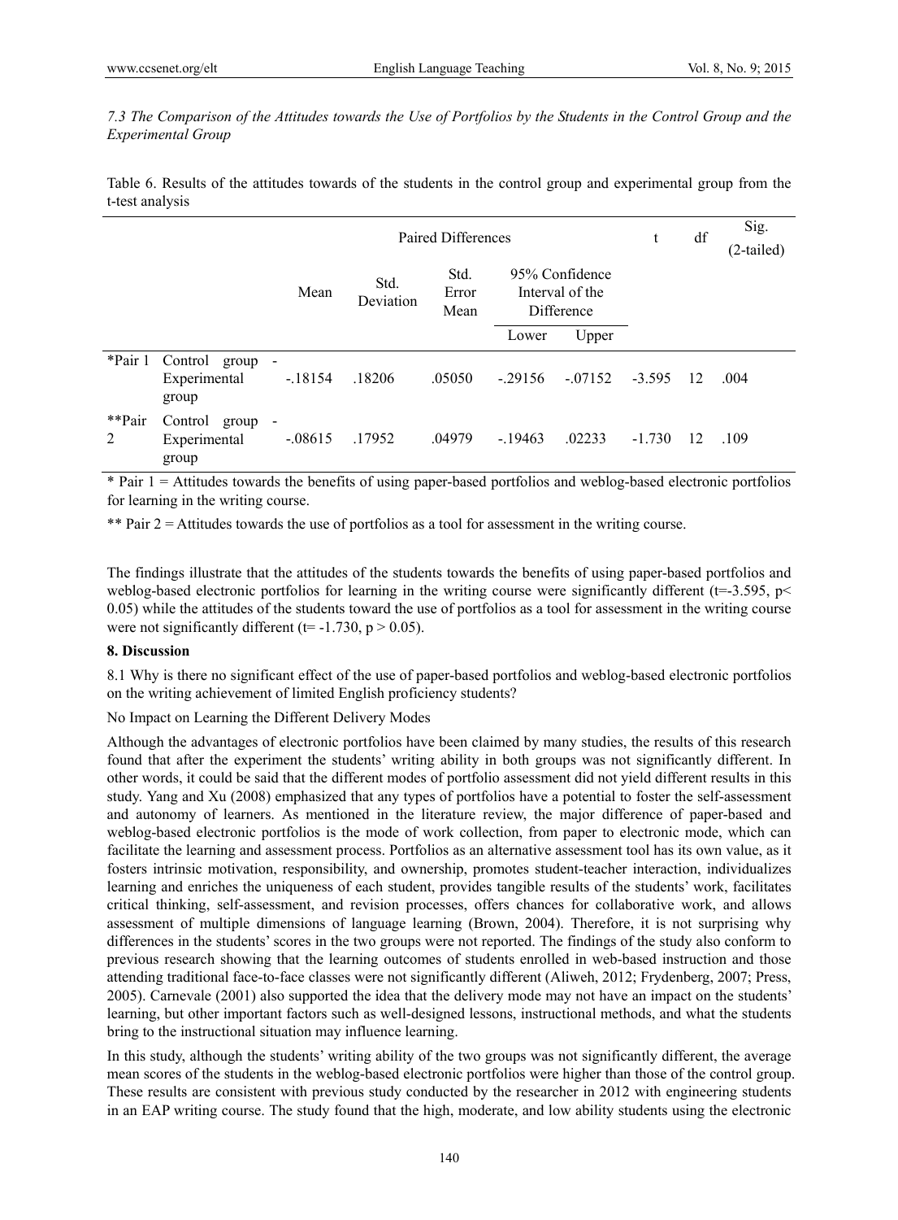### 7.3 The Comparison of the Attitudes towards the Use of Portfolios by the Students in the Control Group and the Experimental Group

Table 6. Results of the attitudes towards of the students in the control group and experimental group from the t-test analysis

| | | Paired Differences | | | | | t | df | Sig. (2-tailed) |
|---|---|---|---|---|---|---|---|---|---|
| | | Mean | Std. Deviation | Std. Error Mean | 95% Confidence Interval of the Difference | | | | |
| | | | | | Lower | Upper | | | |
| *Pair 1 | Control group - Experimental group | -.18154 | .18206 | .05050 | -.29156 | -.07152 | -3.595 | 12 | .004 |
| **Pair 2 | Control group - Experimental group | -.08615 | .17952 | .04979 | -.19463 | .02233 | -1.730 | 12 | .109 |

\* Pair 1 = Attitudes towards the benefits of using paper-based portfolios and weblog-based electronic portfolios for learning in the writing course.

\*\* Pair 2 = Attitudes towards the use of portfolios as a tool for assessment in the writing course.

The findings illustrate that the attitudes of the students towards the benefits of using paper-based portfolios and weblog-based electronic portfolios for learning in the writing course were significantly different ($t=-3.595$, $p< 0.05$) while the attitudes of the students toward the use of portfolios as a tool for assessment in the writing course were not significantly different ($t= -1.730$, $p > 0.05$).

## 8. Discussion

8.1 Why is there no significant effect of the use of paper-based portfolios and weblog-based electronic portfolios on the writing achievement of limited English proficiency students?

No Impact on Learning the Different Delivery Modes

Although the advantages of electronic portfolios have been claimed by many studies, the results of this research found that after the experiment the students' writing ability in both groups was not significantly different. In other words, it could be said that the different modes of portfolio assessment did not yield different results in this study. Yang and Xu (2008) emphasized that any types of portfolios have a potential to foster the self-assessment and autonomy of learners. As mentioned in the literature review, the major difference of paper-based and weblog-based electronic portfolios is the mode of work collection, from paper to electronic mode, which can facilitate the learning and assessment process. Portfolios as an alternative assessment tool has its own value, as it fosters intrinsic motivation, responsibility, and ownership, promotes student-teacher interaction, individualizes learning and enriches the uniqueness of each student, provides tangible results of the students' work, facilitates critical thinking, self-assessment, and revision processes, offers chances for collaborative work, and allows assessment of multiple dimensions of language learning (Brown, 2004). Therefore, it is not surprising why differences in the students' scores in the two groups were not reported. The findings of the study also conform to previous research showing that the learning outcomes of students enrolled in web-based instruction and those attending traditional face-to-face classes were not significantly different (Aliweh, 2012; Frydenberg, 2007; Press, 2005). Carnevale (2001) also supported the idea that the delivery mode may not have an impact on the students' learning, but other important factors such as well-designed lessons, instructional methods, and what the students bring to the instructional situation may influence learning.

In this study, although the students' writing ability of the two groups was not significantly different, the average mean scores of the students in the weblog-based electronic portfolios were higher than those of the control group. These results are consistent with previous study conducted by the researcher in 2012 with engineering students in an EAP writing course. The study found that the high, moderate, and low ability students using the electronic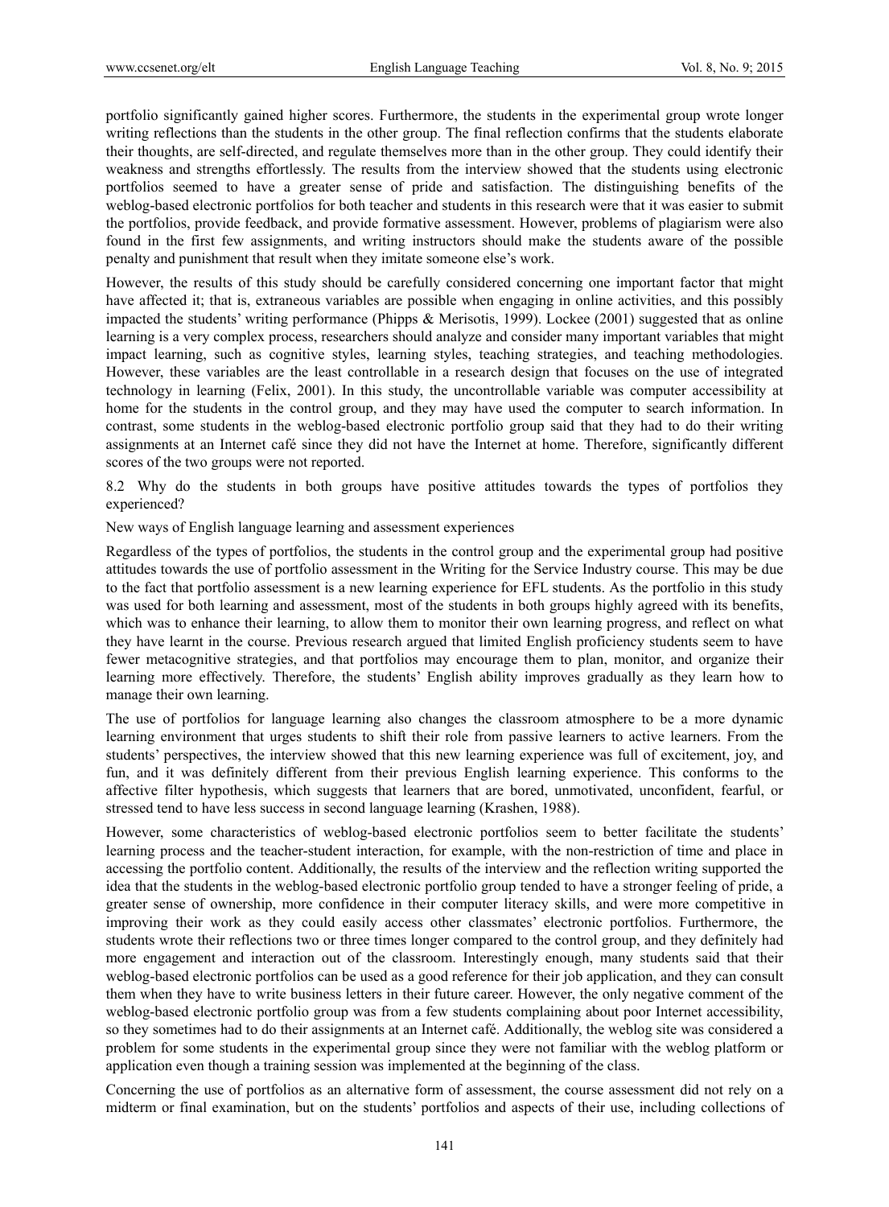portfolio significantly gained higher scores. Furthermore, the students in the experimental group wrote longer writing reflections than the students in the other group. The final reflection confirms that the students elaborate their thoughts, are self-directed, and regulate themselves more than in the other group. They could identify their weakness and strengths effortlessly. The results from the interview showed that the students using electronic portfolios seemed to have a greater sense of pride and satisfaction. The distinguishing benefits of the weblog-based electronic portfolios for both teacher and students in this research were that it was easier to submit the portfolios, provide feedback, and provide formative assessment. However, problems of plagiarism were also found in the first few assignments, and writing instructors should make the students aware of the possible penalty and punishment that result when they imitate someone else's work.

However, the results of this study should be carefully considered concerning one important factor that might have affected it; that is, extraneous variables are possible when engaging in online activities, and this possibly impacted the students' writing performance (Phipps & Merisotis, 1999). Lockee (2001) suggested that as online learning is a very complex process, researchers should analyze and consider many important variables that might impact learning, such as cognitive styles, learning styles, teaching strategies, and teaching methodologies. However, these variables are the least controllable in a research design that focuses on the use of integrated technology in learning (Felix, 2001). In this study, the uncontrollable variable was computer accessibility at home for the students in the control group, and they may have used the computer to search information. In contrast, some students in the weblog-based electronic portfolio group said that they had to do their writing assignments at an Internet café since they did not have the Internet at home. Therefore, significantly different scores of the two groups were not reported.

### 8.2 Why do the students in both groups have positive attitudes towards the types of portfolios they experienced?

New ways of English language learning and assessment experiences

Regardless of the types of portfolios, the students in the control group and the experimental group had positive attitudes towards the use of portfolio assessment in the Writing for the Service Industry course. This may be due to the fact that portfolio assessment is a new learning experience for EFL students. As the portfolio in this study was used for both learning and assessment, most of the students in both groups highly agreed with its benefits, which was to enhance their learning, to allow them to monitor their own learning progress, and reflect on what they have learnt in the course. Previous research argued that limited English proficiency students seem to have fewer metacognitive strategies, and that portfolios may encourage them to plan, monitor, and organize their learning more effectively. Therefore, the students' English ability improves gradually as they learn how to manage their own learning.

The use of portfolios for language learning also changes the classroom atmosphere to be a more dynamic learning environment that urges students to shift their role from passive learners to active learners. From the students' perspectives, the interview showed that this new learning experience was full of excitement, joy, and fun, and it was definitely different from their previous English learning experience. This conforms to the affective filter hypothesis, which suggests that learners that are bored, unmotivated, unconfident, fearful, or stressed tend to have less success in second language learning (Krashen, 1988).

However, some characteristics of weblog-based electronic portfolios seem to better facilitate the students' learning process and the teacher-student interaction, for example, with the non-restriction of time and place in accessing the portfolio content. Additionally, the results of the interview and the reflection writing supported the idea that the students in the weblog-based electronic portfolio group tended to have a stronger feeling of pride, a greater sense of ownership, more confidence in their computer literacy skills, and were more competitive in improving their work as they could easily access other classmates' electronic portfolios. Furthermore, the students wrote their reflections two or three times longer compared to the control group, and they definitely had more engagement and interaction out of the classroom. Interestingly enough, many students said that their weblog-based electronic portfolios can be used as a good reference for their job application, and they can consult them when they have to write business letters in their future career. However, the only negative comment of the weblog-based electronic portfolio group was from a few students complaining about poor Internet accessibility, so they sometimes had to do their assignments at an Internet café. Additionally, the weblog site was considered a problem for some students in the experimental group since they were not familiar with the weblog platform or application even though a training session was implemented at the beginning of the class.

Concerning the use of portfolios as an alternative form of assessment, the course assessment did not rely on a midterm or final examination, but on the students' portfolios and aspects of their use, including collections of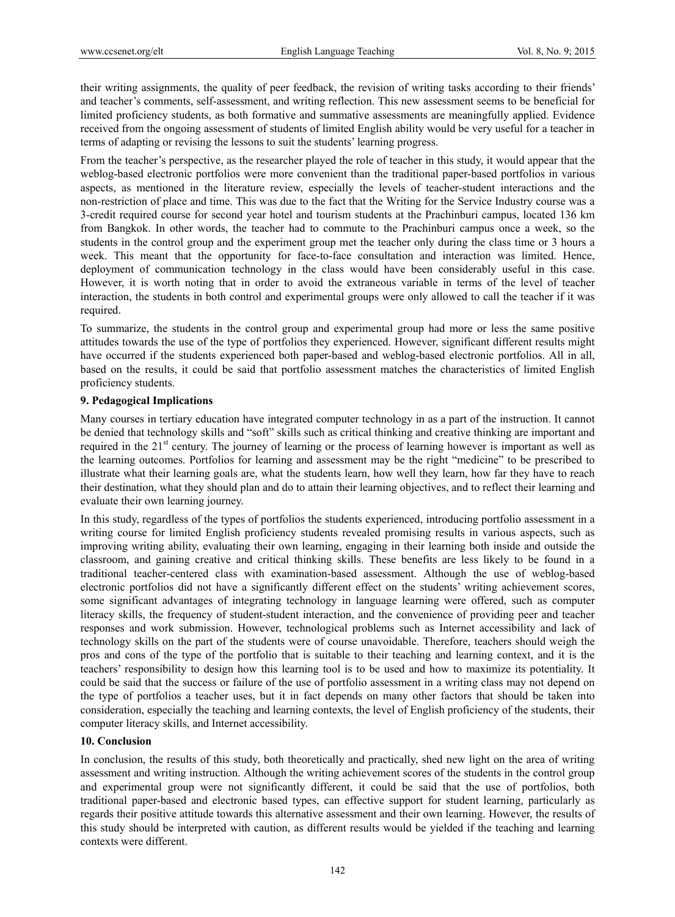their writing assignments, the quality of peer feedback, the revision of writing tasks according to their friends' and teacher's comments, self-assessment, and writing reflection. This new assessment seems to be beneficial for limited proficiency students, as both formative and summative assessments are meaningfully applied. Evidence received from the ongoing assessment of students of limited English ability would be very useful for a teacher in terms of adapting or revising the lessons to suit the students' learning progress.

From the teacher's perspective, as the researcher played the role of teacher in this study, it would appear that the weblog-based electronic portfolios were more convenient than the traditional paper-based portfolios in various aspects, as mentioned in the literature review, especially the levels of teacher-student interactions and the non-restriction of place and time. This was due to the fact that the Writing for the Service Industry course was a 3-credit required course for second year hotel and tourism students at the Prachinburi campus, located 136 km from Bangkok. In other words, the teacher had to commute to the Prachinburi campus once a week, so the students in the control group and the experiment group met the teacher only during the class time or 3 hours a week. This meant that the opportunity for face-to-face consultation and interaction was limited. Hence, deployment of communication technology in the class would have been considerably useful in this case. However, it is worth noting that in order to avoid the extraneous variable in terms of the level of teacher interaction, the students in both control and experimental groups were only allowed to call the teacher if it was required.

To summarize, the students in the control group and experimental group had more or less the same positive attitudes towards the use of the type of portfolios they experienced. However, significant different results might have occurred if the students experienced both paper-based and weblog-based electronic portfolios. All in all, based on the results, it could be said that portfolio assessment matches the characteristics of limited English proficiency students.

## 9. Pedagogical Implications

Many courses in tertiary education have integrated computer technology in as a part of the instruction. It cannot be denied that technology skills and "soft" skills such as critical thinking and creative thinking are important and required in the 21st century. The journey of learning or the process of learning however is important as well as the learning outcomes. Portfolios for learning and assessment may be the right "medicine" to be prescribed to illustrate what their learning goals are, what the students learn, how well they learn, how far they have to reach their destination, what they should plan and do to attain their learning objectives, and to reflect their learning and evaluate their own learning journey.

In this study, regardless of the types of portfolios the students experienced, introducing portfolio assessment in a writing course for limited English proficiency students revealed promising results in various aspects, such as improving writing ability, evaluating their own learning, engaging in their learning both inside and outside the classroom, and gaining creative and critical thinking skills. These benefits are less likely to be found in a traditional teacher-centered class with examination-based assessment. Although the use of weblog-based electronic portfolios did not have a significantly different effect on the students' writing achievement scores, some significant advantages of integrating technology in language learning were offered, such as computer literacy skills, the frequency of student-student interaction, and the convenience of providing peer and teacher responses and work submission. However, technological problems such as Internet accessibility and lack of technology skills on the part of the students were of course unavoidable. Therefore, teachers should weigh the pros and cons of the type of the portfolio that is suitable to their teaching and learning context, and it is the teachers' responsibility to design how this learning tool is to be used and how to maximize its potentiality. It could be said that the success or failure of the use of portfolio assessment in a writing class may not depend on the type of portfolios a teacher uses, but it in fact depends on many other factors that should be taken into consideration, especially the teaching and learning contexts, the level of English proficiency of the students, their computer literacy skills, and Internet accessibility.

## 10. Conclusion

In conclusion, the results of this study, both theoretically and practically, shed new light on the area of writing assessment and writing instruction. Although the writing achievement scores of the students in the control group and experimental group were not significantly different, it could be said that the use of portfolios, both traditional paper-based and electronic based types, can effective support for student learning, particularly as regards their positive attitude towards this alternative assessment and their own learning. However, the results of this study should be interpreted with caution, as different results would be yielded if the teaching and learning contexts were different.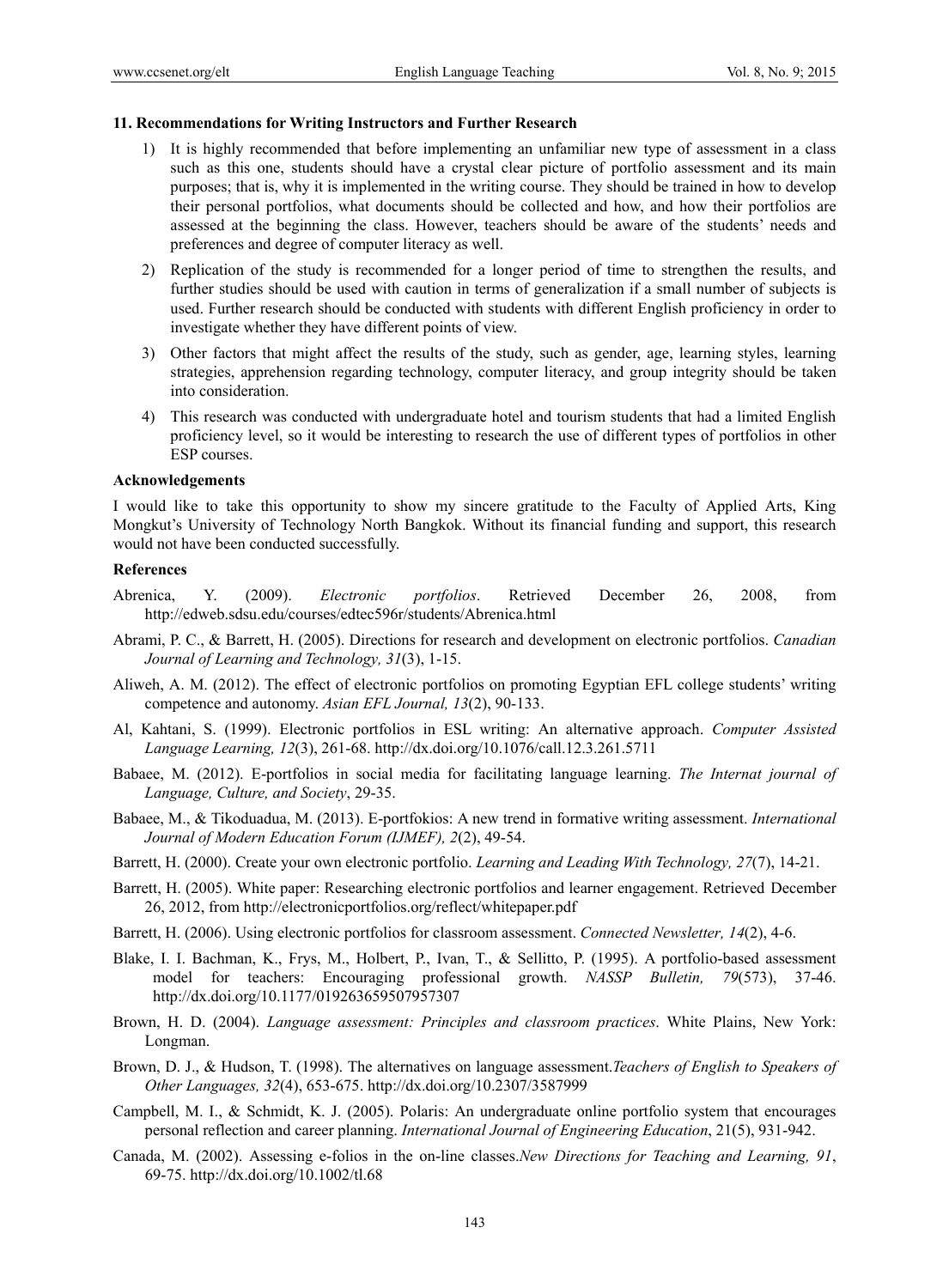### 11. Recommendations for Writing Instructors and Further Research

1) It is highly recommended that before implementing an unfamiliar new type of assessment in a class such as this one, students should have a crystal clear picture of portfolio assessment and its main purposes; that is, why it is implemented in the writing course. They should be trained in how to develop their personal portfolios, what documents should be collected and how, and how their portfolios are assessed at the beginning the class. However, teachers should be aware of the students' needs and preferences and degree of computer literacy as well.

2) Replication of the study is recommended for a longer period of time to strengthen the results, and further studies should be used with caution in terms of generalization if a small number of subjects is used. Further research should be conducted with students with different English proficiency in order to investigate whether they have different points of view.

3) Other factors that might affect the results of the study, such as gender, age, learning styles, learning strategies, apprehension regarding technology, computer literacy, and group integrity should be taken into consideration.

4) This research was conducted with undergraduate hotel and tourism students that had a limited English proficiency level, so it would be interesting to research the use of different types of portfolios in other ESP courses.

### Acknowledgements

I would like to take this opportunity to show my sincere gratitude to the Faculty of Applied Arts, King Mongkut's University of Technology North Bangkok. Without its financial funding and support, this research would not have been conducted successfully.

### References

Abrenica, Y. (2009). *Electronic portfolios*. Retrieved December 26, 2008, from http://edweb.sdsu.edu/courses/edtec596r/students/Abrenica.html

Abrami, P. C., & Barrett, H. (2005). Directions for research and development on electronic portfolios. *Canadian Journal of Learning and Technology, 31*(3), 1-15.

Aliweh, A. M. (2012). The effect of electronic portfolios on promoting Egyptian EFL college students' writing competence and autonomy. *Asian EFL Journal, 13*(2), 90-133.

Al, Kahtani, S. (1999). Electronic portfolios in ESL writing: An alternative approach. *Computer Assisted Language Learning, 12*(3), 261-68. http://dx.doi.org/10.1076/call.12.3.261.5711

Babaee, M. (2012). E-portfolios in social media for facilitating language learning. *The Internat journal of Language, Culture, and Society*, 29-35.

Babaee, M., & Tikoduadua, M. (2013). E-portfokios: A new trend in formative writing assessment. *International Journal of Modern Education Forum (IJMEF), 2*(2), 49-54.

Barrett, H. (2000). Create your own electronic portfolio. *Learning and Leading With Technology, 27*(7), 14-21.

Barrett, H. (2005). White paper: Researching electronic portfolios and learner engagement. Retrieved December 26, 2012, from http://electronicportfolios.org/reflect/whitepaper.pdf

Barrett, H. (2006). Using electronic portfolios for classroom assessment. *Connected Newsletter, 14*(2), 4-6.

Blake, I. I. Bachman, K., Frys, M., Holbert, P., Ivan, T., & Sellitto, P. (1995). A portfolio-based assessment model for teachers: Encouraging professional growth. *NASSP Bulletin, 79*(573), 37-46. http://dx.doi.org/10.1177/019263659507957307

Brown, H. D. (2004). *Language assessment: Principles and classroom practices*. White Plains, New York: Longman.

Brown, D. J., & Hudson, T. (1998). The alternatives on language assessment.*Teachers of English to Speakers of Other Languages, 32*(4), 653-675. http://dx.doi.org/10.2307/3587999

Campbell, M. I., & Schmidt, K. J. (2005). Polaris: An undergraduate online portfolio system that encourages personal reflection and career planning. *International Journal of Engineering Education*, 21(5), 931-942.

Canada, M. (2002). Assessing e-folios in the on-line classes.*New Directions for Teaching and Learning, 91*, 69-75. http://dx.doi.org/10.1002/tl.68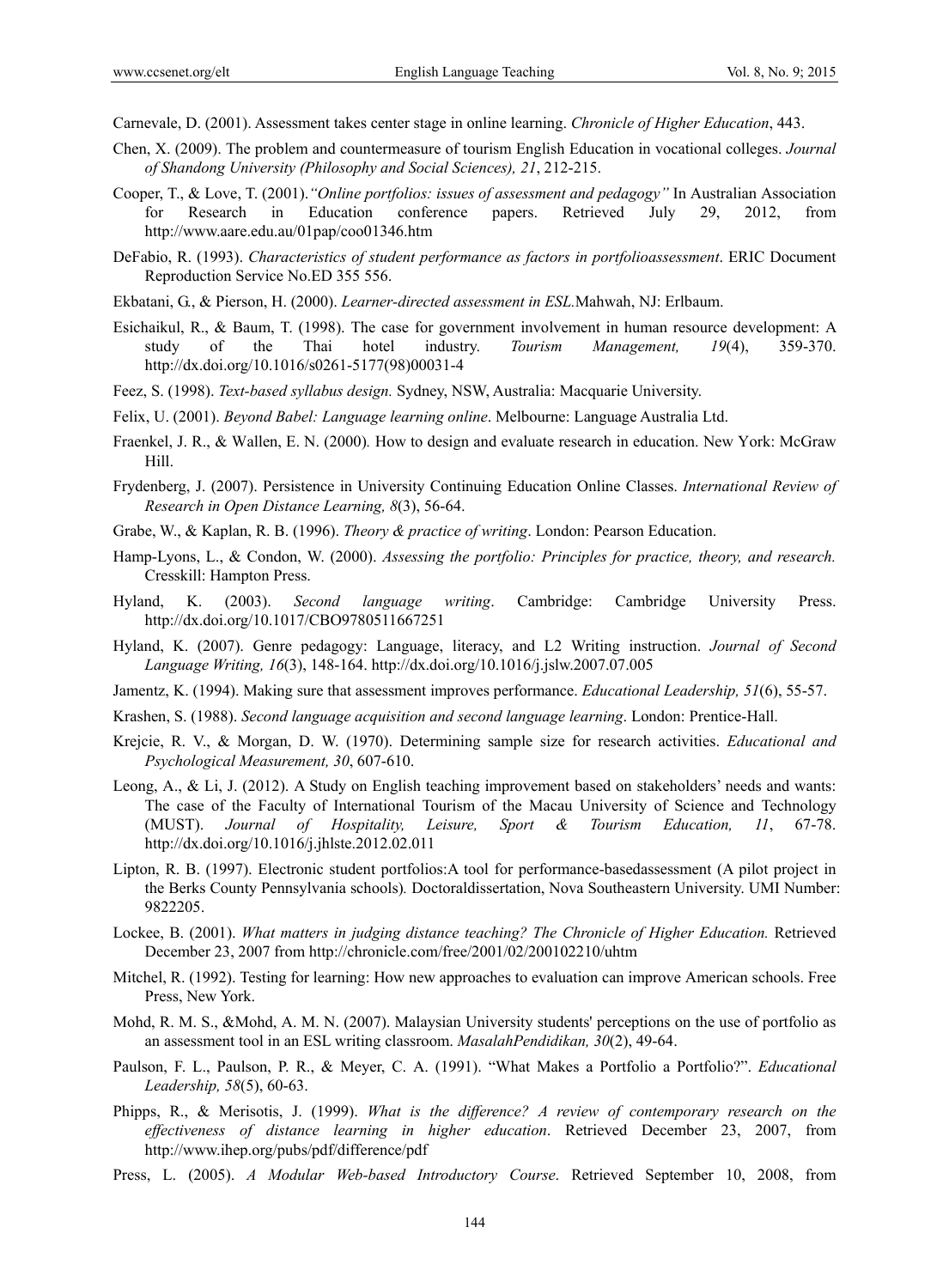Carnevale, D. (2001). Assessment takes center stage in online learning. *Chronicle of Higher Education*, 443.

Chen, X. (2009). The problem and countermeasure of tourism English Education in vocational colleges. *Journal of Shandong University (Philosophy and Social Sciences), 21*, 212-215.

Cooper, T., & Love, T. (2001).*"Online portfolios: issues of assessment and pedagogy"* In Australian Association for Research in Education conference papers. Retrieved July 29, 2012, from http://www.aare.edu.au/01pap/coo01346.htm

DeFabio, R. (1993). *Characteristics of student performance as factors in portfolioassessment*. ERIC Document Reproduction Service No.ED 355 556.

Ekbatani, G., & Pierson, H. (2000). *Learner-directed assessment in ESL.*Mahwah, NJ: Erlbaum.

Esichaikul, R., & Baum, T. (1998). The case for government involvement in human resource development: A study of the Thai hotel industry. *Tourism Management, 19*(4), 359-370. http://dx.doi.org/10.1016/s0261-5177(98)00031-4

Feez, S. (1998). *Text-based syllabus design.* Sydney, NSW, Australia: Macquarie University.

Felix, U. (2001). *Beyond Babel: Language learning online*. Melbourne: Language Australia Ltd.

Fraenkel, J. R., & Wallen, E. N. (2000)*.* How to design and evaluate research in education. New York: McGraw Hill.

Frydenberg, J. (2007). Persistence in University Continuing Education Online Classes. *International Review of Research in Open Distance Learning, 8*(3), 56-64.

Grabe, W., & Kaplan, R. B. (1996). *Theory & practice of writing*. London: Pearson Education.

Hamp-Lyons, L., & Condon, W. (2000). *Assessing the portfolio: Principles for practice, theory, and research.* Cresskill: Hampton Press.

Hyland, K. (2003). *Second language writing*. Cambridge: Cambridge University Press. http://dx.doi.org/10.1017/CBO9780511667251

Hyland, K. (2007). Genre pedagogy: Language, literacy, and L2 Writing instruction. *Journal of Second Language Writing, 16*(3), 148-164. http://dx.doi.org/10.1016/j.jslw.2007.07.005

Jamentz, K. (1994). Making sure that assessment improves performance. *Educational Leadership, 51*(6), 55-57.

Krashen, S. (1988). *Second language acquisition and second language learning*. London: Prentice-Hall.

Krejcie, R. V., & Morgan, D. W. (1970). Determining sample size for research activities. *Educational and Psychological Measurement, 30*, 607-610.

Leong, A., & Li, J. (2012). A Study on English teaching improvement based on stakeholders' needs and wants: The case of the Faculty of International Tourism of the Macau University of Science and Technology (MUST). *Journal of Hospitality, Leisure, Sport & Tourism Education, 11*, 67-78. http://dx.doi.org/10.1016/j.jhlste.2012.02.011

Lipton, R. B. (1997). Electronic student portfolios:A tool for performance-basedassessment (A pilot project in the Berks County Pennsylvania schools)*.* Doctoraldissertation, Nova Southeastern University. UMI Number: 9822205.

Lockee, B. (2001). *What matters in judging distance teaching? The Chronicle of Higher Education.* Retrieved December 23, 2007 from http://chronicle.com/free/2001/02/200102210/uhtm

Mitchel, R. (1992). Testing for learning: How new approaches to evaluation can improve American schools. Free Press, New York.

Mohd, R. M. S., &Mohd, A. M. N. (2007). Malaysian University students' perceptions on the use of portfolio as an assessment tool in an ESL writing classroom. *MasalahPendidikan, 30*(2), 49-64.

Paulson, F. L., Paulson, P. R., & Meyer, C. A. (1991). "What Makes a Portfolio a Portfolio?". *Educational Leadership, 58*(5), 60-63.

Phipps, R., & Merisotis, J. (1999). *What is the difference? A review of contemporary research on the effectiveness of distance learning in higher education*. Retrieved December 23, 2007, from http://www.ihep.org/pubs/pdf/difference/pdf

Press, L. (2005). *A Modular Web-based Introductory Course*. Retrieved September 10, 2008, from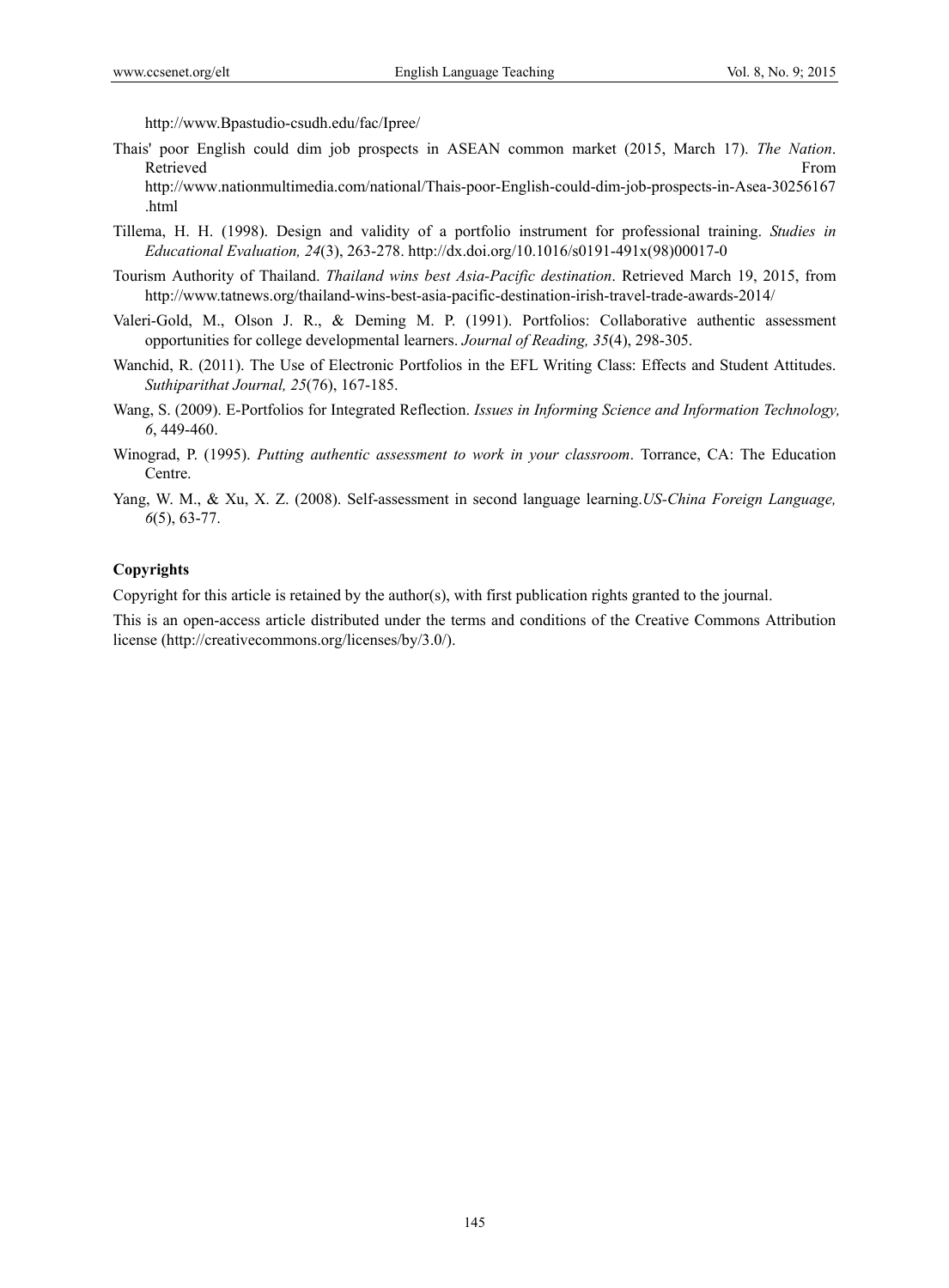http://www.Bpastudio-csudh.edu/fac/Ipree/

Thais' poor English could dim job prospects in ASEAN common market (2015, March 17). *The Nation*. Retrieved From http://www.nationmultimedia.com/national/Thais-poor-English-could-dim-job-prospects-in-Asea-30256167.html

Tillema, H. H. (1998). Design and validity of a portfolio instrument for professional training. *Studies in Educational Evaluation, 24*(3), 263-278. http://dx.doi.org/10.1016/s0191-491x(98)00017-0

Tourism Authority of Thailand. *Thailand wins best Asia-Pacific destination*. Retrieved March 19, 2015, from http://www.tatnews.org/thailand-wins-best-asia-pacific-destination-irish-travel-trade-awards-2014/

Valeri-Gold, M., Olson J. R., & Deming M. P. (1991). Portfolios: Collaborative authentic assessment opportunities for college developmental learners. *Journal of Reading, 35*(4), 298-305.

Wanchid, R. (2011). The Use of Electronic Portfolios in the EFL Writing Class: Effects and Student Attitudes. *Suthiparithat Journal, 25*(76), 167-185.

Wang, S. (2009). E-Portfolios for Integrated Reflection. *Issues in Informing Science and Information Technology, 6*, 449-460.

Winograd, P. (1995). *Putting authentic assessment to work in your classroom*. Torrance, CA: The Education Centre.

Yang, W. M., & Xu, X. Z. (2008). Self-assessment in second language learning.*US-China Foreign Language, 6*(5), 63-77.

**Copyrights**

Copyright for this article is retained by the author(s), with first publication rights granted to the journal.

This is an open-access article distributed under the terms and conditions of the Creative Commons Attribution license (http://creativecommons.org/licenses/by/3.0/).